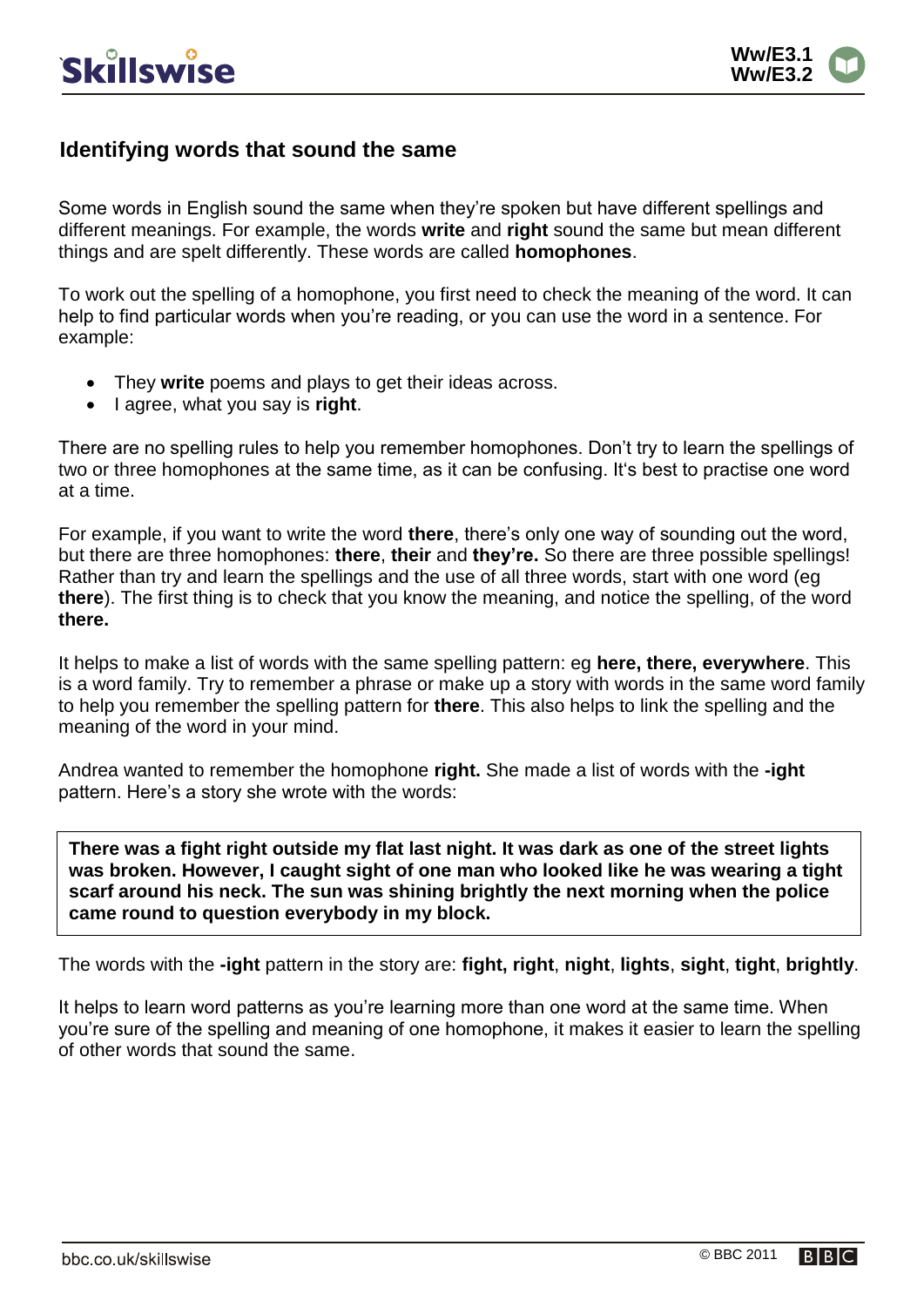## Identifying words that sound the same

Some words in English sound the same when they're spoken but have different spellings and different meanings. For example, the words **write** and **right** sound the same but mean different things and are spelt differently. These words are called **homophones**.

To work out the spelling of a homophone, you first need to check the meaning of the word. It can help to find particular words when you're reading, or you can use the word in a sentence. For example:

- They **write** poems and plays to get their ideas across.
- I agree, what you say is **right**.

There are no spelling rules to help you remember homophones. Don't try to learn the spellings of two or three homophones at the same time, as it can be confusing. It's best to practise one word at a time.

For example, if you want to write the word **there**, there's only one way of sounding out the word, but there are three homophones: **there**, **their** and **they're.** So there are three possible spellings! Rather than try and learn the spellings and the use of all three words, start with one word (eg **there**). The first thing is to check that you know the meaning, and notice the spelling, of the word **there.**

It helps to make a list of words with the same spelling pattern: eg **here, there, everywhere**. This is a word family. Try to remember a phrase or make up a story with words in the same word family to help you remember the spelling pattern for **there**. This also helps to link the spelling and the meaning of the word in your mind.

Andrea wanted to remember the homophone **right.** She made a list of words with the **-ight** pattern. Here's a story she wrote with the words:

> **There was a fight right outside my flat last night. It was dark as one of the street lights was broken. However, I caught sight of one man who looked like he was wearing a tight scarf around his neck. The sun was shining brightly the next morning when the police came round to question everybody in my block.**

The words with the **-ight** pattern in the story are: **fight, right**, **night**, **lights**, **sight**, **tight**, **brightly**.

It helps to learn word patterns as you're learning more than one word at the same time. When you're sure of the spelling and meaning of one homophone, it makes it easier to learn the spelling of other words that sound the same.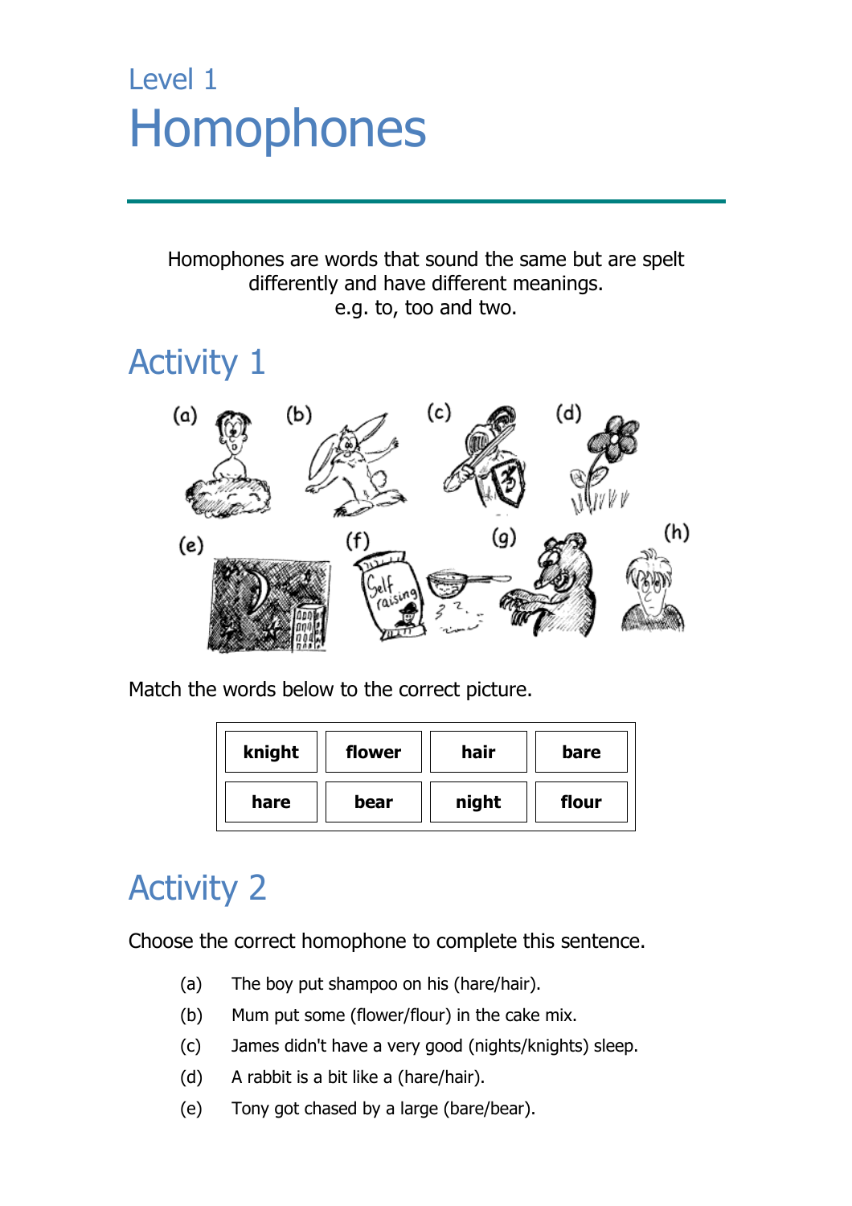Level 1

# Homophones

Homophones are words that sound the same but are spelt differently and have different meanings.
e.g. to, too and two.

## Activity 1

(a) (b) (c) (d)

(e) (f) (g) (h)

Match the words below to the correct picture.

| knight | flower | hair | bare |
|---|---|---|---|
| hare | bear | night | flour |

## Activity 2

Choose the correct homophone to complete this sentence.

(a) The boy put shampoo on his (hare/hair).

(b) Mum put some (flower/flour) in the cake mix.

(c) James didn't have a very good (nights/knights) sleep.

(d) A rabbit is a bit like a (hare/hair).

(e) Tony got chased by a large (bare/bear).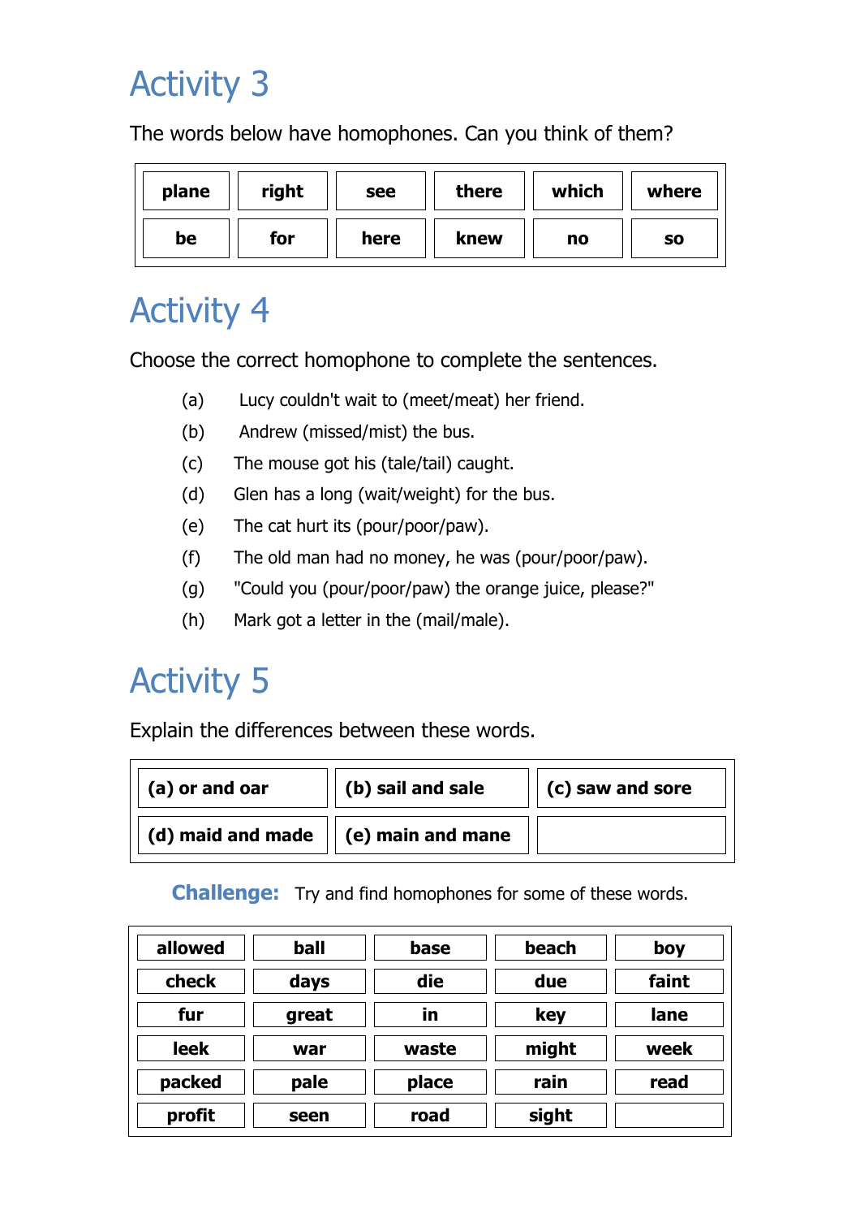# Activity 3

The words below have homophones. Can you think of them?

| | | | | | |
|---|---|---|---|---|---|
| **plane** | **right** | **see** | **there** | **which** | **where** |
| **be** | **for** | **here** | **knew** | **no** | **so** |

# Activity 4

Choose the correct homophone to complete the sentences.

(a) Lucy couldn't wait to (meet/meat) her friend.

(b) Andrew (missed/mist) the bus.

(c) The mouse got his (tale/tail) caught.

(d) Glen has a long (wait/weight) for the bus.

(e) The cat hurt its (pour/poor/paw).

(f) The old man had no money, he was (pour/poor/paw).

(g) "Could you (pour/poor/paw) the orange juice, please?"

(h) Mark got a letter in the (mail/male).

# Activity 5

Explain the differences between these words.

| | | |
|---|---|---|
| **(a) or and oar** | **(b) sail and sale** | **(c) saw and sore** |
| **(d) maid and made** | **(e) main and mane** | |

**Challenge:** Try and find homophones for some of these words.

| | | | | |
|---|---|---|---|---|
| **allowed** | **ball** | **base** | **beach** | **boy** |
| **check** | **days** | **die** | **due** | **faint** |
| **fur** | **great** | **in** | **key** | **lane** |
| **leek** | **war** | **waste** | **might** | **week** |
| **packed** | **pale** | **place** | **rain** | **read** |
| **profit** | **seen** | **road** | **sight** | |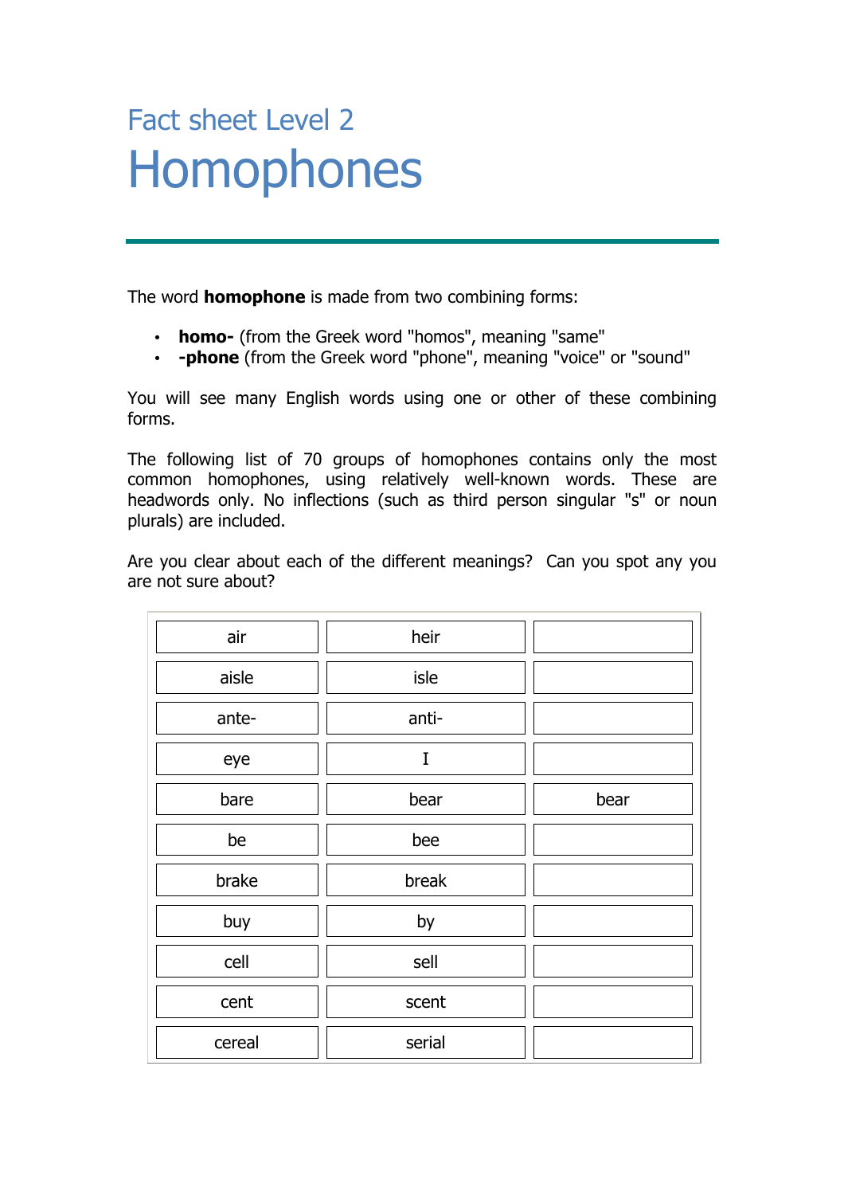Fact sheet Level 2

# Homophones

The word **homophone** is made from two combining forms:

- **homo-** (from the Greek word "homos", meaning "same"
- **-phone** (from the Greek word "phone", meaning "voice" or "sound"

You will see many English words using one or other of these combining forms.

The following list of 70 groups of homophones contains only the most common homophones, using relatively well-known words. These are headwords only. No inflections (such as third person singular "s" or noun plurals) are included.

Are you clear about each of the different meanings? Can you spot any you are not sure about?

| | | |
|---|---|---|
| air | heir | |
| aisle | isle | |
| ante- | anti- | |
| eye | I | |
| bare | bear | bear |
| be | bee | |
| brake | break | |
| buy | by | |
| cell | sell | |
| cent | scent | |
| cereal | serial | |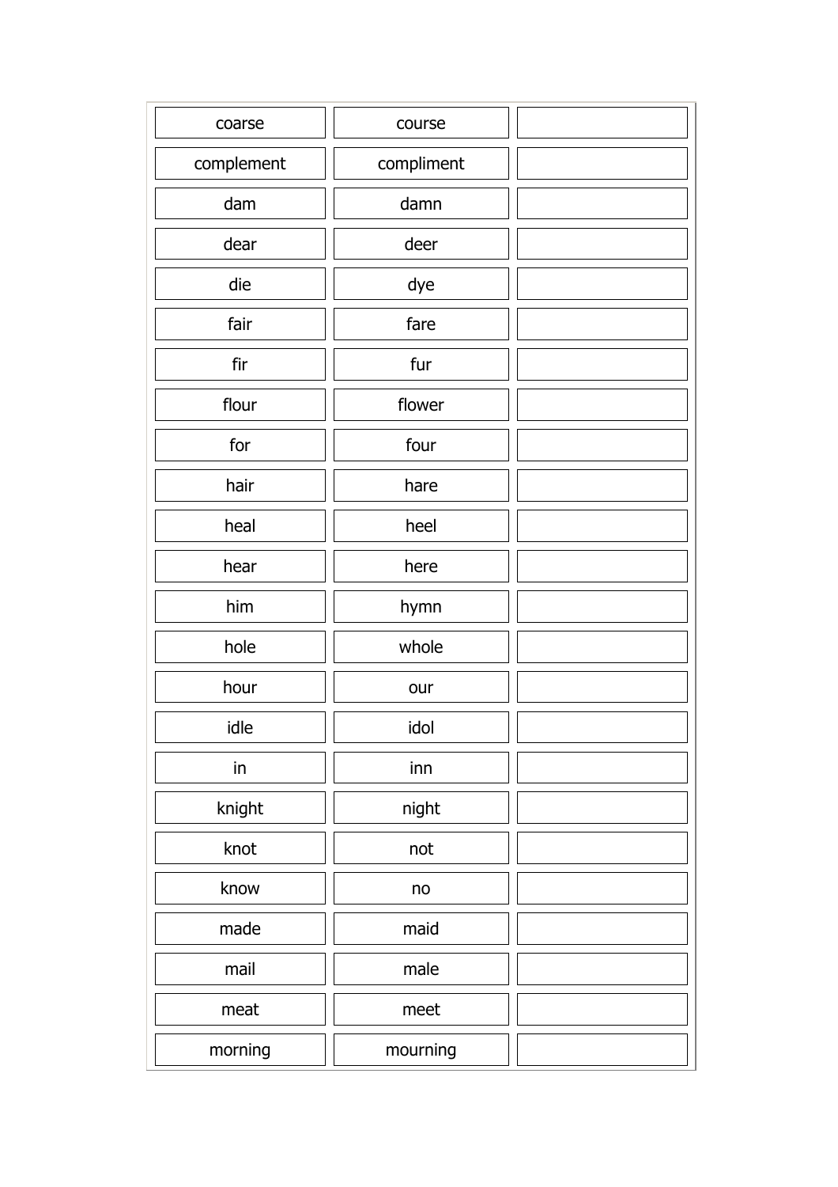| | | |
|---|---|---|
| coarse | course | |
| complement | compliment | |
| dam | damn | |
| dear | deer | |
| die | dye | |
| fair | fare | |
| fir | fur | |
| flour | flower | |
| for | four | |
| hair | hare | |
| heal | heel | |
| hear | here | |
| him | hymn | |
| hole | whole | |
| hour | our | |
| idle | idol | |
| in | inn | |
| knight | night | |
| knot | not | |
| know | no | |
| made | maid | |
| mail | male | |
| meat | meet | |
| morning | mourning | |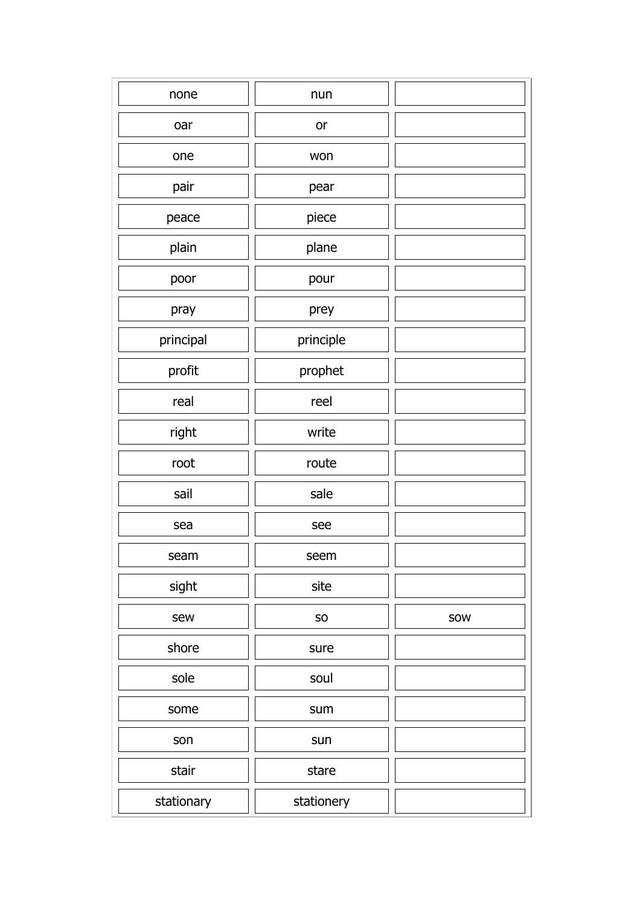| | | |
|---|---|---|
| none | nun | |
| oar | or | |
| one | won | |
| pair | pear | |
| peace | piece | |
| plain | plane | |
| poor | pour | |
| pray | prey | |
| principal | principle | |
| profit | prophet | |
| real | reel | |
| right | write | |
| root | route | |
| sail | sale | |
| sea | see | |
| seam | seem | |
| sight | site | |
| sew | so | sow |
| shore | sure | |
| sole | soul | |
| some | sum | |
| son | sun | |
| stair | stare | |
| stationary | stationery | |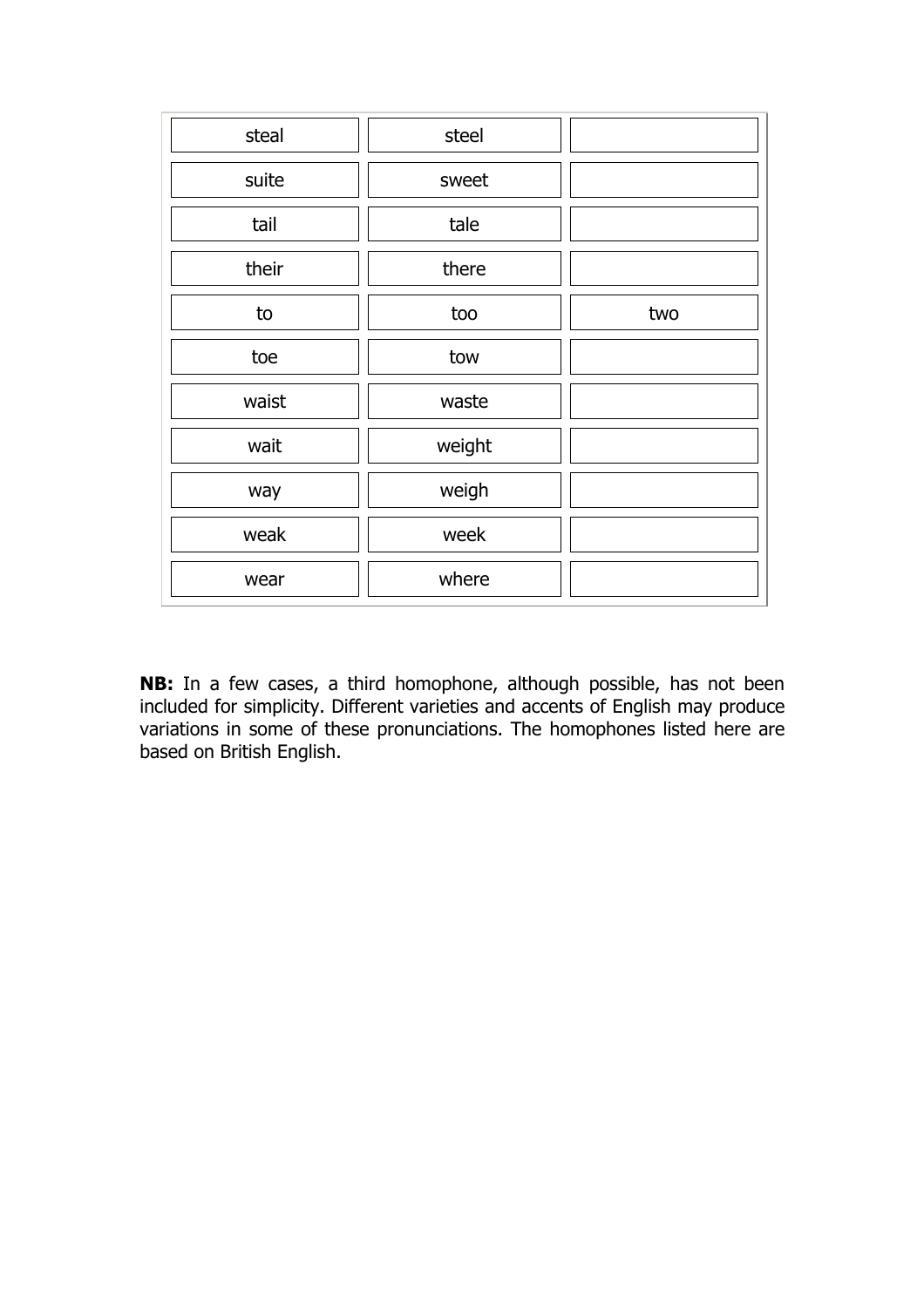| | | |
|---|---|---|
| steal | steel | |
| suite | sweet | |
| tail | tale | |
| their | there | |
| to | too | two |
| toe | tow | |
| waist | waste | |
| wait | weight | |
| way | weigh | |
| weak | week | |
| wear | where | |

**NB:** In a few cases, a third homophone, although possible, has not been included for simplicity. Different varieties and accents of English may produce variations in some of these pronunciations. The homophones listed here are based on British English.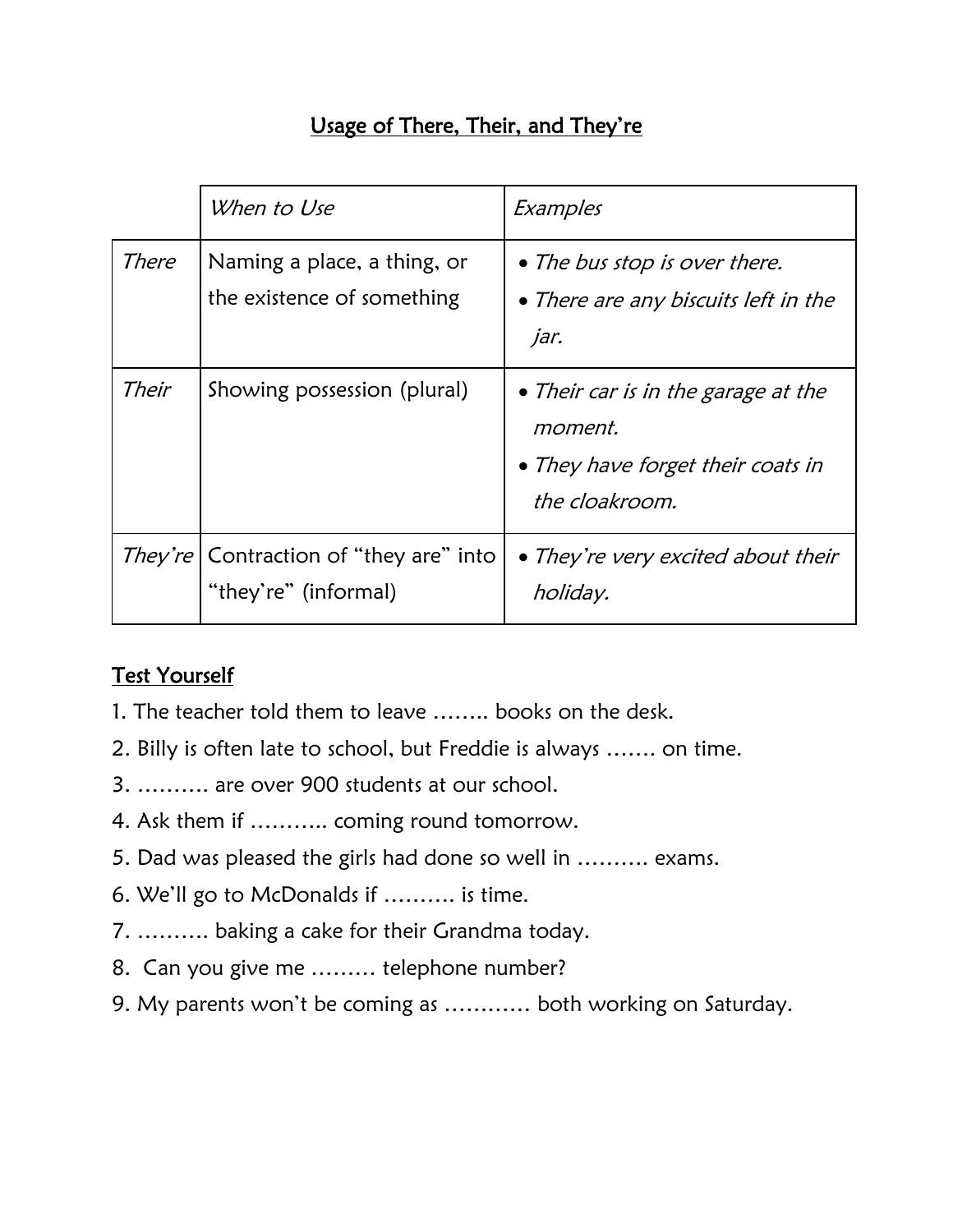## <u>Usage of There, Their, and They're</u>

| | *When to Use* | *Examples* |
|---|---|---|
| *There* | Naming a place, a thing, or the existence of something | • *The bus stop is over there.* <br> • *There are any biscuits left in the jar.* |
| *Their* | Showing possession (plural) | • *Their car is in the garage at the moment.* <br> • *They have forget their coats in the cloakroom.* |
| *They're* | Contraction of "they are" into "they're" (informal) | • *They're very excited about their holiday.* |

### <u>Test Yourself</u>

1. The teacher told them to leave …….. books on the desk.
2. Billy is often late to school, but Freddie is always ……. on time.
3. ………. are over 900 students at our school.
4. Ask them if ……….. coming round tomorrow.
5. Dad was pleased the girls had done so well in ………. exams.
6. We'll go to McDonalds if ………. is time.
7. ………. baking a cake for their Grandma today.
8. Can you give me ……… telephone number?
9. My parents won't be coming as ………… both working on Saturday.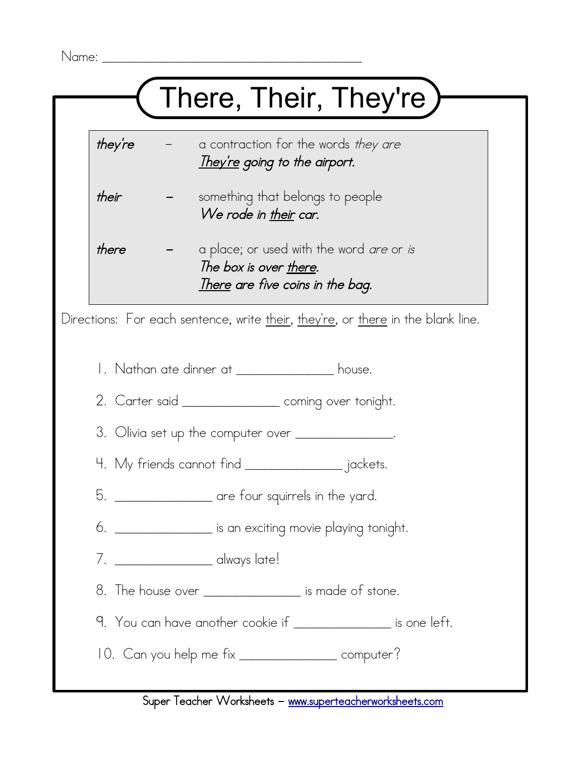Name: ___________________________________

# There, Their, They're

| | | |
|---|---|---|
| *they're* | – | a contraction for the words *they are*<br>***They're** going to the airport.* |
| *their* | – | something that belongs to people<br>*We rode in **their** car.* |
| *there* | – | a place; or used with the word *are* or *is*<br>*The box is over **there**.*<br>***There** are five coins in the bag.* |

Directions: For each sentence, write their, they're, or there in the blank line.

1. Nathan ate dinner at ______________ house.
2. Carter said ______________ coming over tonight.
3. Olivia set up the computer over ______________.
4. My friends cannot find ______________ jackets.
5. ______________ are four squirrels in the yard.
6. ______________ is an exciting movie playing tonight.
7. ______________ always late!
8. The house over ______________ is made of stone.
9. You can have another cookie if ______________ is one left.
10. Can you help me fix ______________ computer?

Super Teacher Worksheets – www.superteacherworksheets.com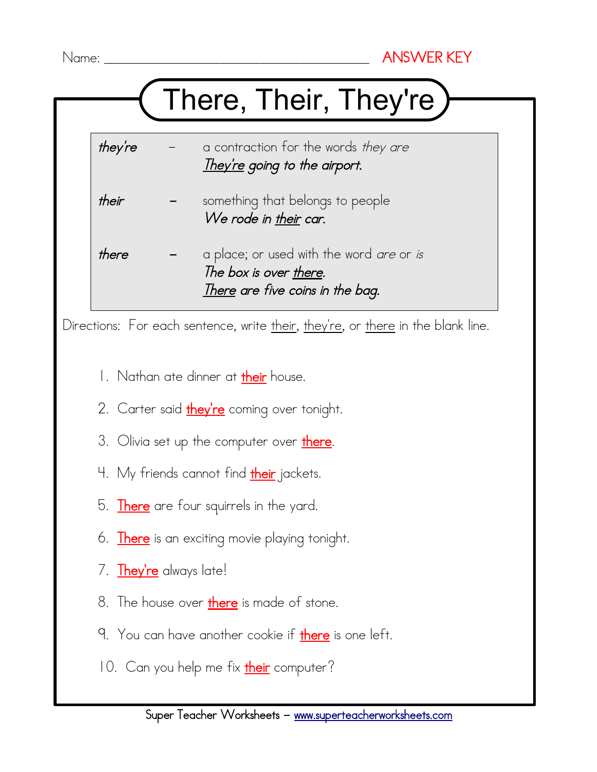Name: ______________________________ ANSWER KEY

# There, Their, They're

| | | |
|---|---|---|
| *they're* | – | a contraction for the words *they are*<br>*They're going to the airport.* |
| *their* | – | something that belongs to people<br>*We rode in their car.* |
| *there* | – | a place; or used with the word *are* or *is*<br>*The box is over there.*<br>*There are five coins in the bag.* |

Directions: For each sentence, write their, they're, or there in the blank line.

1. Nathan ate dinner at **their** house.
2. Carter said **they're** coming over tonight.
3. Olivia set up the computer over **there**.
4. My friends cannot find **their** jackets.
5. **There** are four squirrels in the yard.
6. **There** is an exciting movie playing tonight.
7. **They're** always late!
8. The house over **there** is made of stone.
9. You can have another cookie if **there** is one left.
10. Can you help me fix **their** computer?

Super Teacher Worksheets – www.superteacherworksheets.com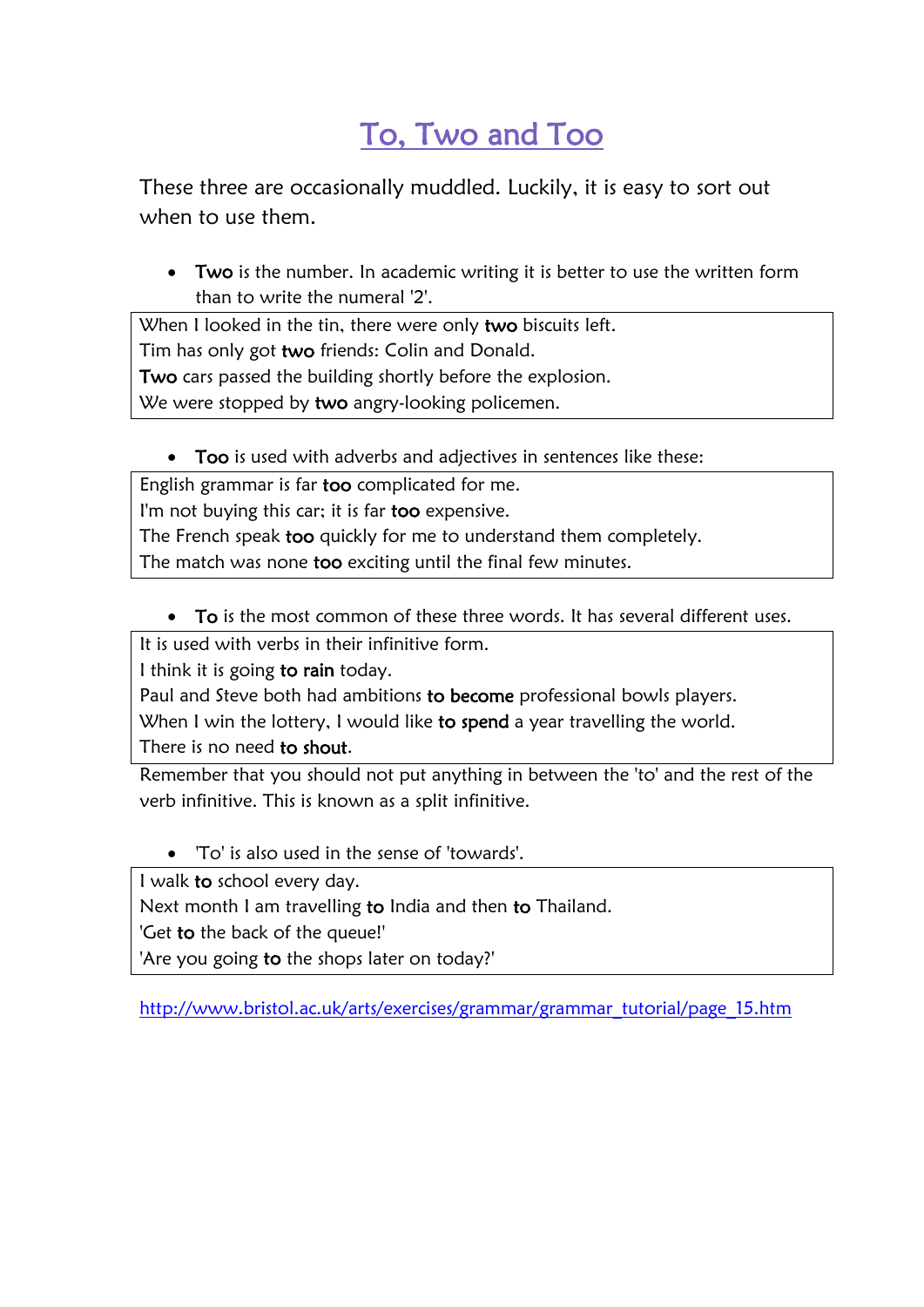# To, Two and Too

These three are occasionally muddled. Luckily, it is easy to sort out when to use them.

- **Two** is the number. In academic writing it is better to use the written form than to write the numeral '2'.

> When I looked in the tin, there were only **two** biscuits left.
> Tim has only got **two** friends: Colin and Donald.
> **Two** cars passed the building shortly before the explosion.
> We were stopped by **two** angry-looking policemen.

- **Too** is used with adverbs and adjectives in sentences like these:

> English grammar is far **too** complicated for me.
> I'm not buying this car; it is far **too** expensive.
> The French speak **too** quickly for me to understand them completely.
> The match was none **too** exciting until the final few minutes.

- **To** is the most common of these three words. It has several different uses.

> It is used with verbs in their infinitive form.
> I think it is going **to rain** today.
> Paul and Steve both had ambitions **to become** professional bowls players.
> When I win the lottery, I would like **to spend** a year travelling the world.
> There is no need **to shout**.

Remember that you should not put anything in between the 'to' and the rest of the verb infinitive. This is known as a split infinitive.

- 'To' is also used in the sense of 'towards'.

> I walk **to** school every day.
> Next month I am travelling **to** India and then **to** Thailand.
> 'Get **to** the back of the queue!'
> 'Are you going **to** the shops later on today?'

http://www.bristol.ac.uk/arts/exercises/grammar/grammar_tutorial/page_15.htm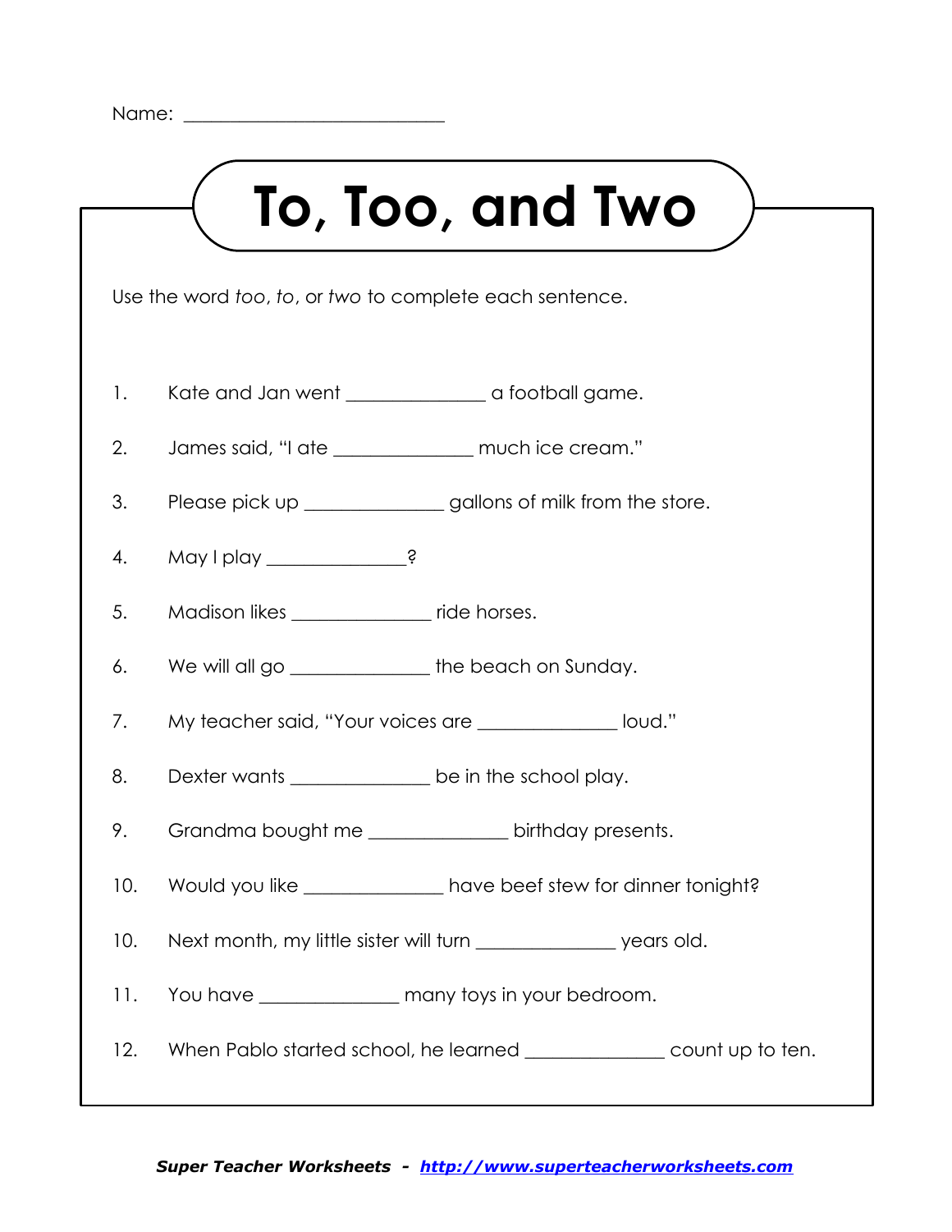Name: ___________________________

# To, Too, and Two

Use the word *too*, *to*, or *two* to complete each sentence.

1. Kate and Jan went _______________ a football game.

2. James said, "I ate _______________ much ice cream."

3. Please pick up _______________ gallons of milk from the store.

4. May I play _______________?

5. Madison likes _______________ ride horses.

6. We will all go _______________ the beach on Sunday.

7. My teacher said, "Your voices are _______________ loud."

8. Dexter wants _______________ be in the school play.

9. Grandma bought me _______________ birthday presents.

10. Would you like _______________ have beef stew for dinner tonight?

10. Next month, my little sister will turn _______________ years old.

11. You have _______________ many toys in your bedroom.

12. When Pablo started school, he learned _______________ count up to ten.

***Super Teacher Worksheets - http://www.superteacherworksheets.com***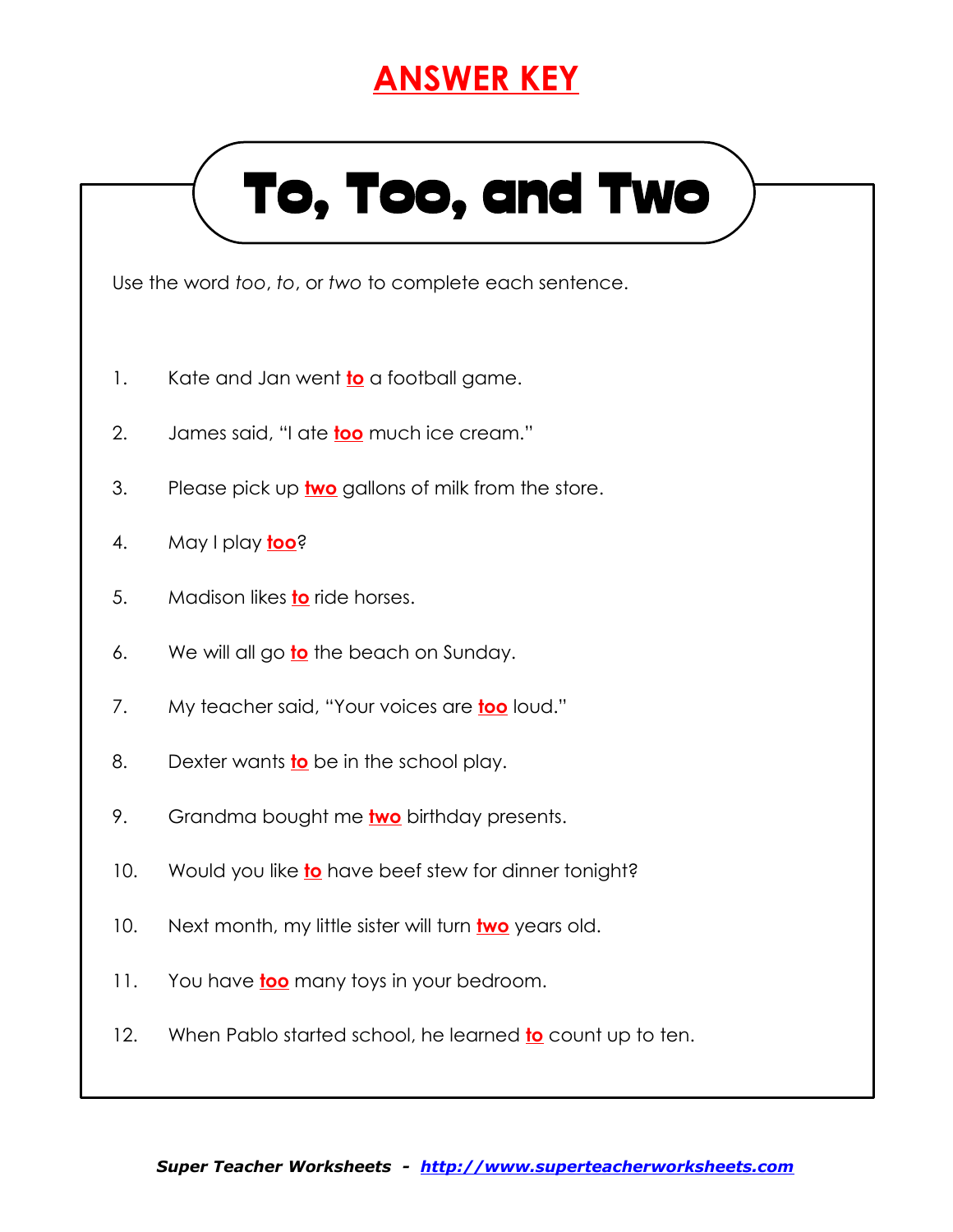# ANSWER KEY

## To, Too, and Two

Use the word *too*, *to*, or *two* to complete each sentence.

1. Kate and Jan went **to** a football game.

2. James said, “I ate **too** much ice cream.”

3. Please pick up **two** gallons of milk from the store.

4. May I play **too**?

5. Madison likes **to** ride horses.

6. We will all go **to** the beach on Sunday.

7. My teacher said, “Your voices are **too** loud.”

8. Dexter wants **to** be in the school play.

9. Grandma bought me **two** birthday presents.

10. Would you like **to** have beef stew for dinner tonight?

10. Next month, my little sister will turn **two** years old.

11. You have **too** many toys in your bedroom.

12. When Pablo started school, he learned **to** count up to ten.

***Super Teacher Worksheets - http://www.superteacherworksheets.com***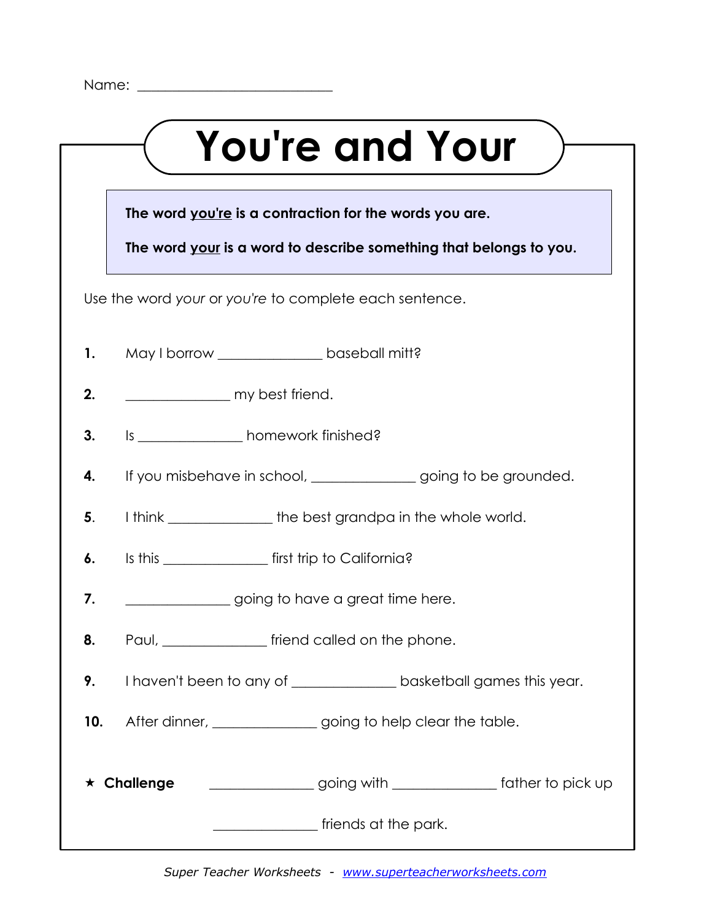Name: ___________________________

# You're and Your

**The word <u>you're</u> is a contraction for the words you are.**

**The word <u>your</u> is a word to describe something that belongs to you.**

Use the word *your* or *you're* to complete each sentence.

**1.** May I borrow ______________ baseball mitt?

**2.** ______________ my best friend.

**3.** Is ______________ homework finished?

**4.** If you misbehave in school, ______________ going to be grounded.

**5.** I think ______________ the best grandpa in the whole world.

**6.** Is this ______________ first trip to California?

**7.** ______________ going to have a great time here.

**8.** Paul, ______________ friend called on the phone.

**9.** I haven't been to any of ______________ basketball games this year.

**10.** After dinner, ______________ going to help clear the table.

★ **Challenge** ______________ going with ______________ father to pick up ______________ friends at the park.

*Super Teacher Worksheets - www.superteacherworksheets.com*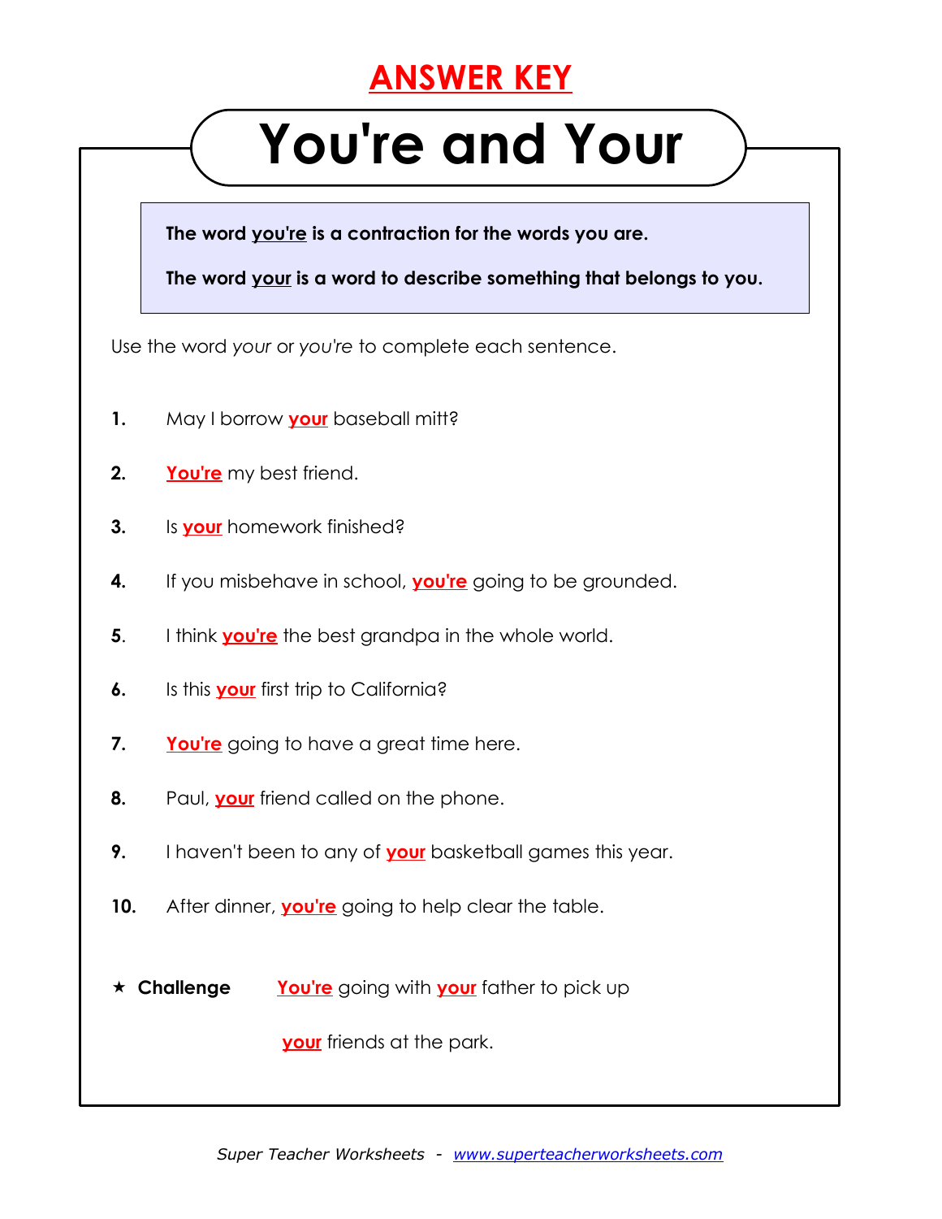# ANSWER KEY

# You're and You​r

**The word <u>you're</u> is a contraction for the words you are.**

**The word <u>your</u> is a word to describe something that belongs to you.**

Use the word *your* or *you're* to complete each sentence.

**1.** May I borrow **<u>your</u>** baseball mitt?

**2.** **<u>You're</u>** my best friend.

**3.** Is **<u>your</u>** homework finished?

**4.** If you misbehave in school, **<u>you're</u>** going to be grounded.

**5.** I think **<u>you're</u>** the best grandpa in the whole world.

**6.** Is this **<u>your</u>** first trip to California?

**7.** **<u>You're</u>** going to have a great time here.

**8.** Paul, **<u>your</u>** friend called on the phone.

**9.** I haven't been to any of **<u>your</u>** basketball games this year.

**10.** After dinner, **<u>you're</u>** going to help clear the table.

★ **Challenge** **<u>You're</u>** going with **<u>your</u>** father to pick up **<u>your</u>** friends at the park.

*Super Teacher Worksheets - www.superteacherworksheets.com*